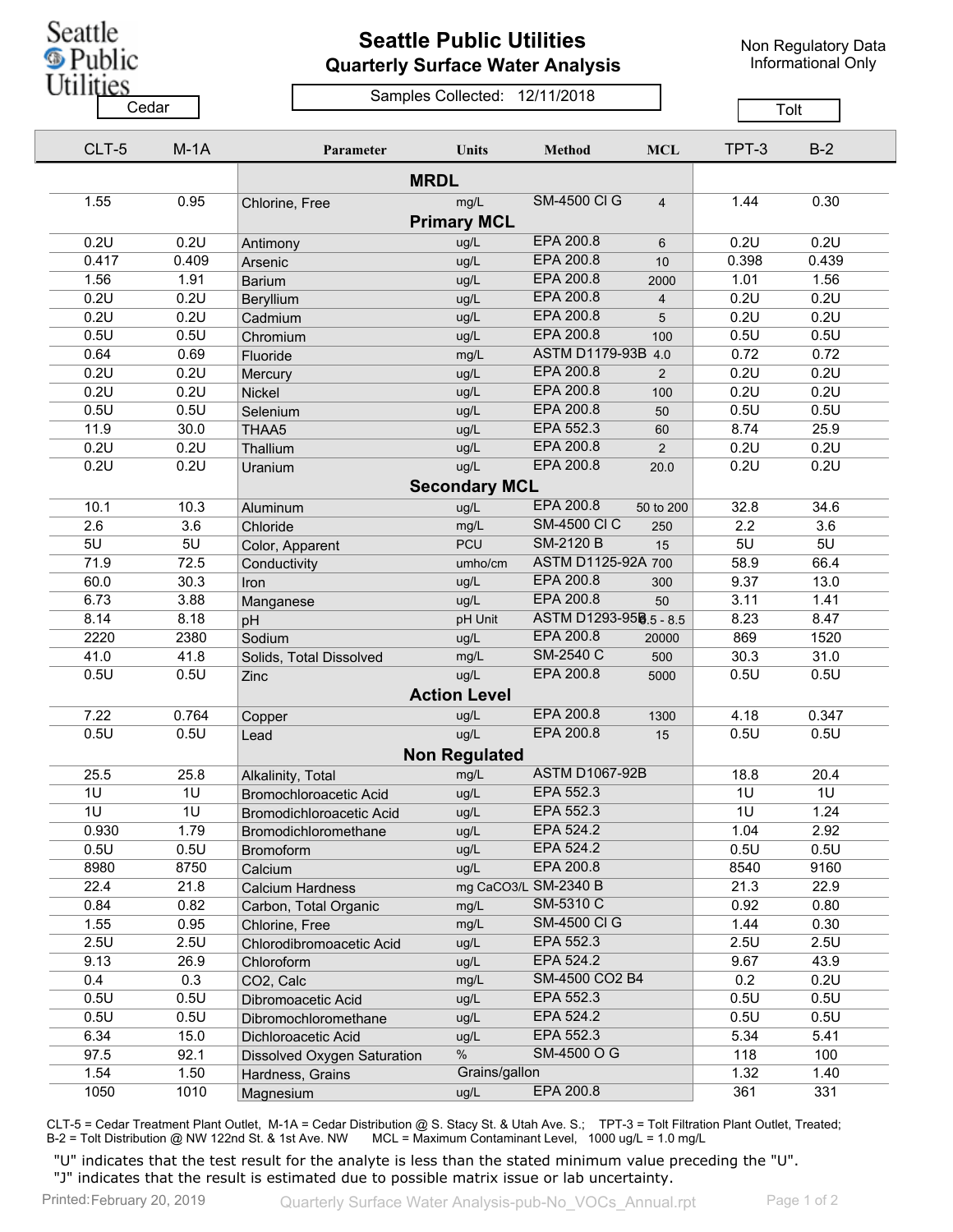Seattle Public Utilities

# Seattle Public Utilities
## Quarterly Surface Water Analysis

Non Regulatory Data
Informational Only

Samples Collected: 12/11/2018

| Cedar | | | | | | Tolt | |
|---|---|---|---|---|---|---|---|
| CLT-5 | M-1A | Parameter | Units | Method | MCL | TPT-3 | B-2 |
| | | **MRDL** | | | | | |
| 1.55 | 0.95 | Chlorine, Free | mg/L | SM-4500 Cl G | 4 | 1.44 | 0.30 |
| | | **Primary MCL** | | | | | |
| 0.2U | 0.2U | Antimony | ug/L | EPA 200.8 | 6 | 0.2U | 0.2U |
| 0.417 | 0.409 | Arsenic | ug/L | EPA 200.8 | 10 | 0.398 | 0.439 |
| 1.56 | 1.91 | Barium | ug/L | EPA 200.8 | 2000 | 1.01 | 1.56 |
| 0.2U | 0.2U | Beryllium | ug/L | EPA 200.8 | 4 | 0.2U | 0.2U |
| 0.2U | 0.2U | Cadmium | ug/L | EPA 200.8 | 5 | 0.2U | 0.2U |
| 0.5U | 0.5U | Chromium | ug/L | EPA 200.8 | 100 | 0.5U | 0.5U |
| 0.64 | 0.69 | Fluoride | mg/L | ASTM D1179-93B | 4.0 | 0.72 | 0.72 |
| 0.2U | 0.2U | Mercury | ug/L | EPA 200.8 | 2 | 0.2U | 0.2U |
| 0.2U | 0.2U | Nickel | ug/L | EPA 200.8 | 100 | 0.2U | 0.2U |
| 0.5U | 0.5U | Selenium | ug/L | EPA 200.8 | 50 | 0.5U | 0.5U |
| 11.9 | 30.0 | THAA5 | ug/L | EPA 552.3 | 60 | 8.74 | 25.9 |
| 0.2U | 0.2U | Thallium | ug/L | EPA 200.8 | 2 | 0.2U | 0.2U |
| 0.2U | 0.2U | Uranium | ug/L | EPA 200.8 | 20.0 | 0.2U | 0.2U |
| | | **Secondary MCL** | | | | | |
| 10.1 | 10.3 | Aluminum | ug/L | EPA 200.8 | 50 to 200 | 32.8 | 34.6 |
| 2.6 | 3.6 | Chloride | mg/L | SM-4500 Cl C | 250 | 2.2 | 3.6 |
| 5U | 5U | Color, Apparent | PCU | SM-2120 B | 15 | 5U | 5U |
| 71.9 | 72.5 | Conductivity | umho/cm | ASTM D1125-92A | 700 | 58.9 | 66.4 |
| 60.0 | 30.3 | Iron | ug/L | EPA 200.8 | 300 | 9.37 | 13.0 |
| 6.73 | 3.88 | Manganese | ug/L | EPA 200.8 | 50 | 3.11 | 1.41 |
| 8.14 | 8.18 | pH | pH Unit | ASTM D1293-95B | 6.5 - 8.5 | 8.23 | 8.47 |
| 2220 | 2380 | Sodium | ug/L | EPA 200.8 | 20000 | 869 | 1520 |
| 41.0 | 41.8 | Solids, Total Dissolved | mg/L | SM-2540 C | 500 | 30.3 | 31.0 |
| 0.5U | 0.5U | Zinc | ug/L | EPA 200.8 | 5000 | 0.5U | 0.5U |
| | | **Action Level** | | | | | |
| 7.22 | 0.764 | Copper | ug/L | EPA 200.8 | 1300 | 4.18 | 0.347 |
| 0.5U | 0.5U | Lead | ug/L | EPA 200.8 | 15 | 0.5U | 0.5U |
| | | **Non Regulated** | | | | | |
| 25.5 | 25.8 | Alkalinity, Total | mg/L | ASTM D1067-92B | | 18.8 | 20.4 |
| 1U | 1U | Bromochloroacetic Acid | ug/L | EPA 552.3 | | 1U | 1U |
| 1U | 1U | Bromodichloroacetic Acid | ug/L | EPA 552.3 | | 1U | 1.24 |
| 0.930 | 1.79 | Bromodichloromethane | ug/L | EPA 524.2 | | 1.04 | 2.92 |
| 0.5U | 0.5U | Bromoform | ug/L | EPA 524.2 | | 0.5U | 0.5U |
| 8980 | 8750 | Calcium | ug/L | EPA 200.8 | | 8540 | 9160 |
| 22.4 | 21.8 | Calcium Hardness | mg CaCO3/L | SM-2340 B | | 21.3 | 22.9 |
| 0.84 | 0.82 | Carbon, Total Organic | mg/L | SM-5310 C | | 0.92 | 0.80 |
| 1.55 | 0.95 | Chlorine, Free | mg/L | SM-4500 Cl G | | 1.44 | 0.30 |
| 2.5U | 2.5U | Chlorodibromoacetic Acid | ug/L | EPA 552.3 | | 2.5U | 2.5U |
| 9.13 | 26.9 | Chloroform | ug/L | EPA 524.2 | | 9.67 | 43.9 |
| 0.4 | 0.3 | CO2, Calc | mg/L | SM-4500 CO2 B4 | | 0.2 | 0.2U |
| 0.5U | 0.5U | Dibromoacetic Acid | ug/L | EPA 552.3 | | 0.5U | 0.5U |
| 0.5U | 0.5U | Dibromochloromethane | ug/L | EPA 524.2 | | 0.5U | 0.5U |
| 6.34 | 15.0 | Dichloroacetic Acid | ug/L | EPA 552.3 | | 5.34 | 5.41 |
| 97.5 | 92.1 | Dissolved Oxygen Saturation | % | SM-4500 O G | | 118 | 100 |
| 1.54 | 1.50 | Hardness, Grains | Grains/gallon | | | 1.32 | 1.40 |
| 1050 | 1010 | Magnesium | ug/L | EPA 200.8 | | 361 | 331 |

CLT-5 = Cedar Treatment Plant Outlet, M-1A = Cedar Distribution @ S. Stacy St. & Utah Ave. S.; TPT-3 = Tolt Filtration Plant Outlet, Treated; B-2 = Tolt Distribution @ NW 122nd St. & 1st Ave. NW MCL = Maximum Contaminant Level, 1000 ug/L = 1.0 mg/L

"U" indicates that the test result for the analyte is less than the stated minimum value preceding the "U".
"J" indicates that the result is estimated due to possible matrix issue or lab uncertainty.

Printed: February 20, 2019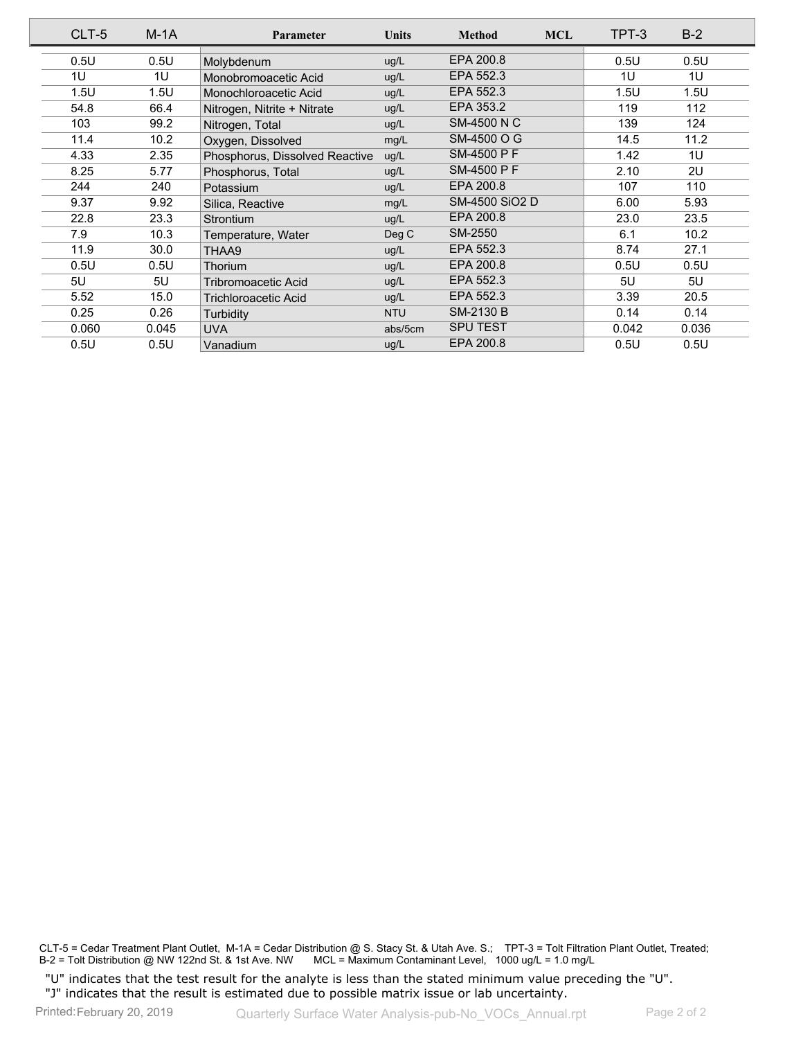| CLT-5 | M-1A | Parameter | Units | Method | MCL | TPT-3 | B-2 |
|---|---|---|---|---|---|---|---|
| 0.5U | 0.5U | Molybdenum | ug/L | EPA 200.8 | | 0.5U | 0.5U |
| 1U | 1U | Monobromoacetic Acid | ug/L | EPA 552.3 | | 1U | 1U |
| 1.5U | 1.5U | Monochloroacetic Acid | ug/L | EPA 552.3 | | 1.5U | 1.5U |
| 54.8 | 66.4 | Nitrogen, Nitrite + Nitrate | ug/L | EPA 353.2 | | 119 | 112 |
| 103 | 99.2 | Nitrogen, Total | ug/L | SM-4500 N C | | 139 | 124 |
| 11.4 | 10.2 | Oxygen, Dissolved | mg/L | SM-4500 O G | | 14.5 | 11.2 |
| 4.33 | 2.35 | Phosphorus, Dissolved Reactive | ug/L | SM-4500 P F | | 1.42 | 1U |
| 8.25 | 5.77 | Phosphorus, Total | ug/L | SM-4500 P F | | 2.10 | 2U |
| 244 | 240 | Potassium | ug/L | EPA 200.8 | | 107 | 110 |
| 9.37 | 9.92 | Silica, Reactive | mg/L | SM-4500 SiO2 D | | 6.00 | 5.93 |
| 22.8 | 23.3 | Strontium | ug/L | EPA 200.8 | | 23.0 | 23.5 |
| 7.9 | 10.3 | Temperature, Water | Deg C | SM-2550 | | 6.1 | 10.2 |
| 11.9 | 30.0 | THAA9 | ug/L | EPA 552.3 | | 8.74 | 27.1 |
| 0.5U | 0.5U | Thorium | ug/L | EPA 200.8 | | 0.5U | 0.5U |
| 5U | 5U | Tribromoacetic Acid | ug/L | EPA 552.3 | | 5U | 5U |
| 5.52 | 15.0 | Trichloroacetic Acid | ug/L | EPA 552.3 | | 3.39 | 20.5 |
| 0.25 | 0.26 | Turbidity | NTU | SM-2130 B | | 0.14 | 0.14 |
| 0.060 | 0.045 | UVA | abs/5cm | SPU TEST | | 0.042 | 0.036 |
| 0.5U | 0.5U | Vanadium | ug/L | EPA 200.8 | | 0.5U | 0.5U |

CLT-5 = Cedar Treatment Plant Outlet, M-1A = Cedar Distribution @ S. Stacy St. & Utah Ave. S.; TPT-3 = Tolt Filtration Plant Outlet, Treated; B-2 = Tolt Distribution @ NW 122nd St. & 1st Ave. NW MCL = Maximum Contaminant Level, 1000 ug/L = 1.0 mg/L

"U" indicates that the test result for the analyte is less than the stated minimum value preceding the "U".
"J" indicates that the result is estimated due to possible matrix issue or lab uncertainty.

Printed: February 20, 2019 Quarterly Surface Water Analysis-pub-No_VOCs_Annual.rpt